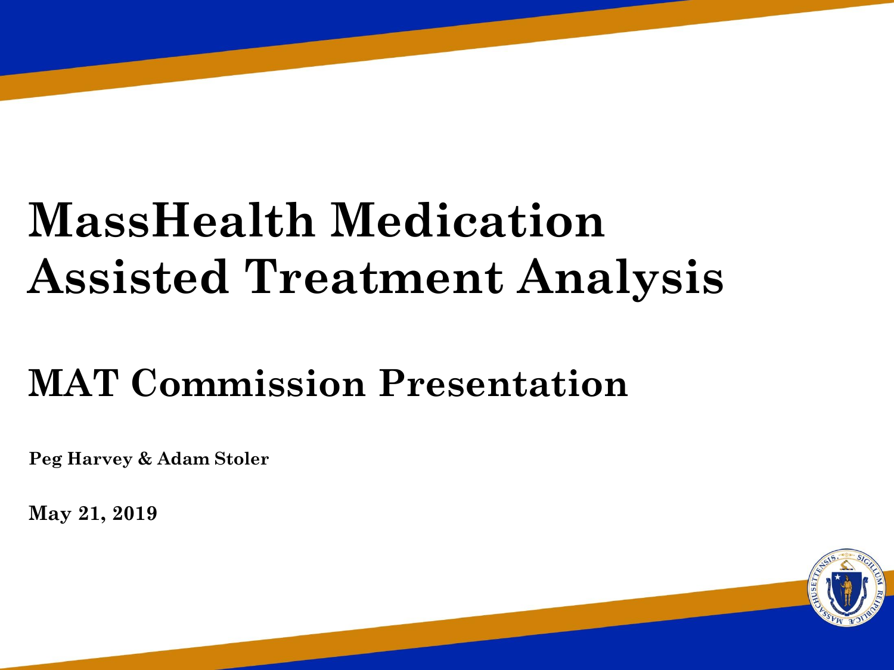# MassHealth Medication Assisted Treatment Analysis

## MAT Commission Presentation

**Peg Harvey & Adam Stoler**

**May 21, 2019**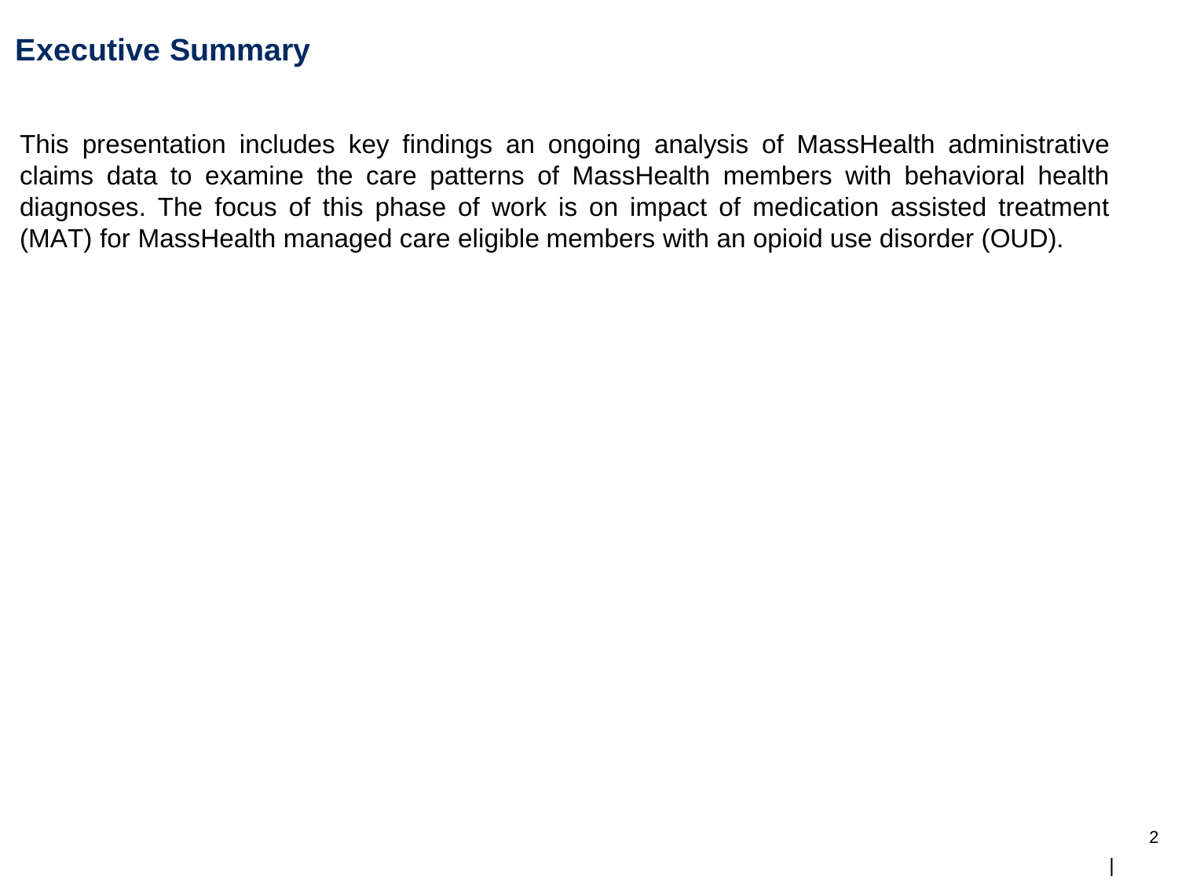# Executive Summary

This presentation includes key findings an ongoing analysis of MassHealth administrative claims data to examine the care patterns of MassHealth members with behavioral health diagnoses. The focus of this phase of work is on impact of medication assisted treatment (MAT) for MassHealth managed care eligible members with an opioid use disorder (OUD).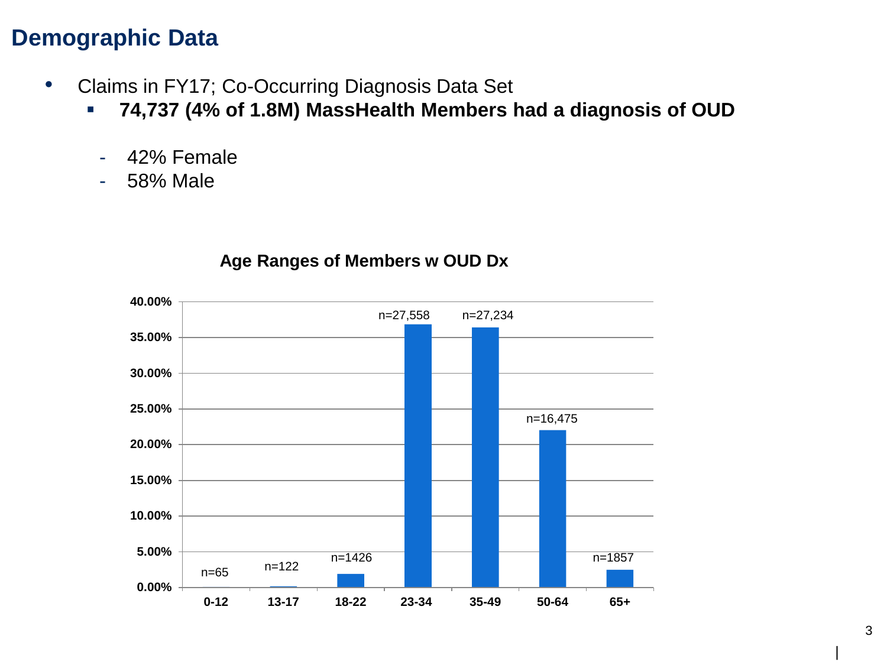## Demographic Data

- Claims in FY17; Co-Occurring Diagnosis Data Set
  - **74,737 (4% of 1.8M) MassHealth Members had a diagnosis of OUD**
    - 42% Female
    - 58% Male

**Age Ranges of Members w OUD Dx**

| Age Range | n |
|---|---|
| 0-12 | n=65 |
| 13-17 | n=122 |
| 18-22 | n=1426 |
| 23-34 | n=27,558 |
| 35-49 | n=27,234 |
| 50-64 | n=16,475 |
| 65+ | n=1857 |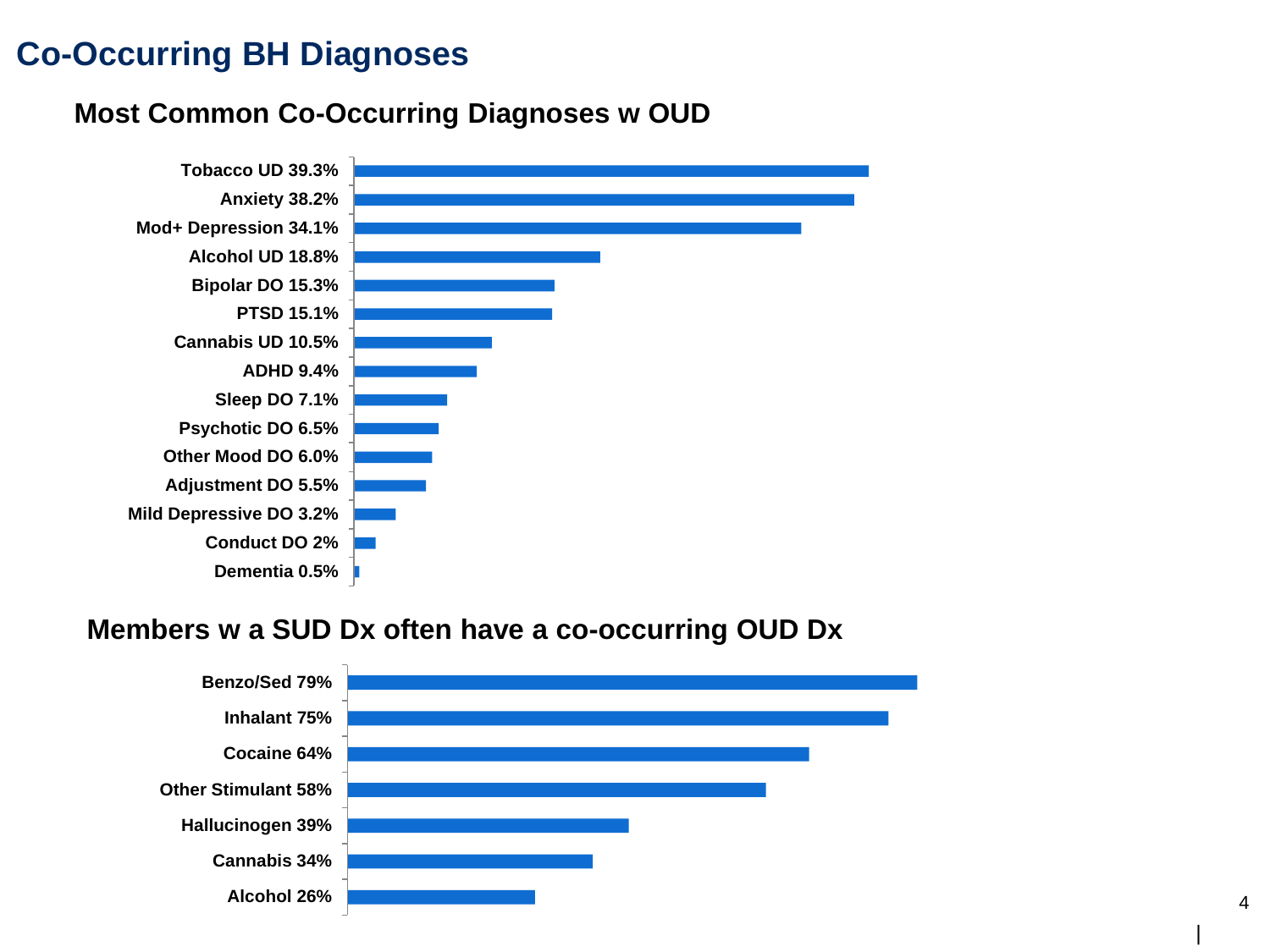# Co-Occurring BH Diagnoses

## Most Common Co-Occurring Diagnoses w OUD

| Diagnosis | Percentage |
|---|---|
| Tobacco UD | 39.3% |
| Anxiety | 38.2% |
| Mod+ Depression | 34.1% |
| Alcohol UD | 18.8% |
| Bipolar DO | 15.3% |
| PTSD | 15.1% |
| Cannabis UD | 10.5% |
| ADHD | 9.4% |
| Sleep DO | 7.1% |
| Psychotic DO | 6.5% |
| Other Mood DO | 6.0% |
| Adjustment DO | 5.5% |
| Mild Depressive DO | 3.2% |
| Conduct DO | 2% |
| Dementia | 0.5% |

## Members w a SUD Dx often have a co-occurring OUD Dx

| SUD Dx | Percentage |
|---|---|
| Benzo/Sed | 79% |
| Inhalant | 75% |
| Cocaine | 64% |
| Other Stimulant | 58% |
| Hallucinogen | 39% |
| Cannabis | 34% |
| Alcohol | 26% |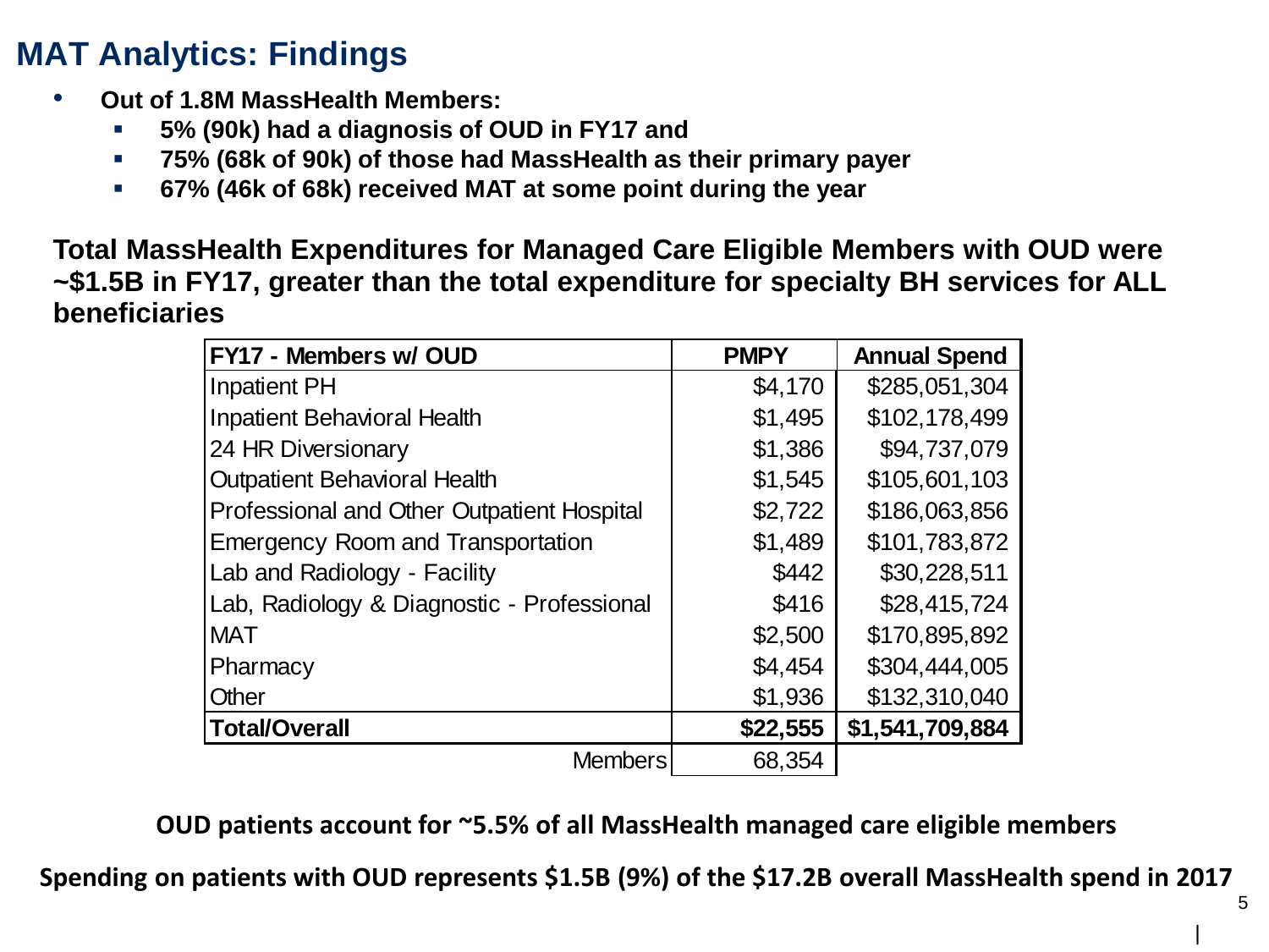# MAT Analytics: Findings

- **Out of 1.8M MassHealth Members:**
  - **5% (90k) had a diagnosis of OUD in FY17 and**
  - **75% (68k of 90k) of those had MassHealth as their primary payer**
  - **67% (46k of 68k) received MAT at some point during the year**

**Total MassHealth Expenditures for Managed Care Eligible Members with OUD were ~$1.5B in FY17, greater than the total expenditure for specialty BH services for ALL beneficiaries**

| FY17 - Members w/ OUD | PMPY | Annual Spend |
|---|---|---|
| Inpatient PH | $4,170 | $285,051,304 |
| Inpatient Behavioral Health | $1,495 | $102,178,499 |
| 24 HR Diversionary | $1,386 | $94,737,079 |
| Outpatient Behavioral Health | $1,545 | $105,601,103 |
| Professional and Other Outpatient Hospital | $2,722 | $186,063,856 |
| Emergency Room and Transportation | $1,489 | $101,783,872 |
| Lab and Radiology - Facility | $442 | $30,228,511 |
| Lab, Radiology & Diagnostic - Professional | $416 | $28,415,724 |
| MAT | $2,500 | $170,895,892 |
| Pharmacy | $4,454 | $304,444,005 |
| Other | $1,936 | $132,310,040 |
| **Total/Overall** | **$22,555** | **$1,541,709,884** |
| Members | 68,354 | |

**OUD patients account for ~5.5% of all MassHealth managed care eligible members**

**Spending on patients with OUD represents $1.5B (9%) of the $17.2B overall MassHealth spend in 2017**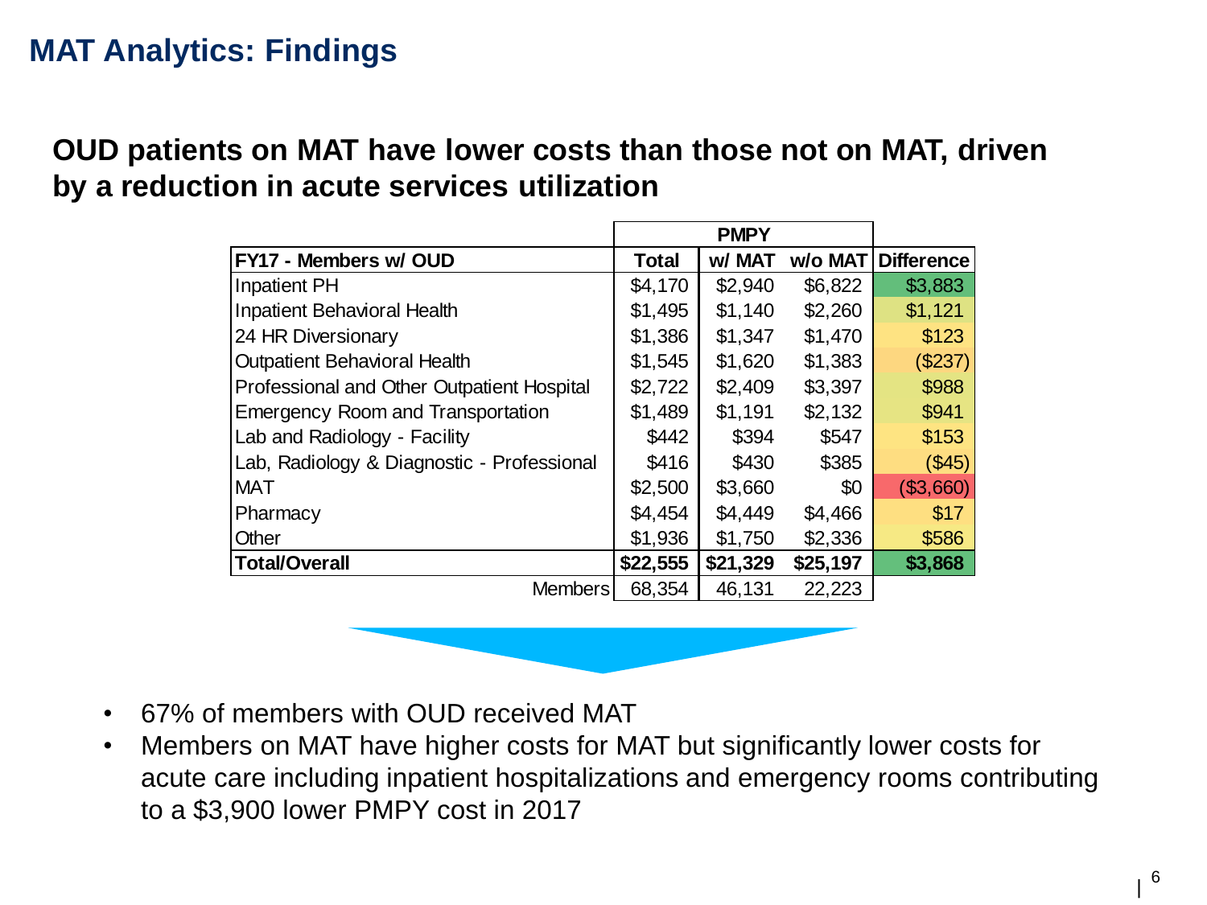# MAT Analytics: Findings

## OUD patients on MAT have lower costs than those not on MAT, driven by a reduction in acute services utilization

| | PMPY | | | |
|---|---|---|---|---|
| **FY17 - Members w/ OUD** | **Total** | **w/ MAT** | **w/o MAT** | **Difference** |
| Inpatient PH | $4,170 | $2,940 | $6,822 | $3,883 |
| Inpatient Behavioral Health | $1,495 | $1,140 | $2,260 | $1,121 |
| 24 HR Diversionary | $1,386 | $1,347 | $1,470 | $123 |
| Outpatient Behavioral Health | $1,545 | $1,620 | $1,383 | ($237) |
| Professional and Other Outpatient Hospital | $2,722 | $2,409 | $3,397 | $988 |
| Emergency Room and Transportation | $1,489 | $1,191 | $2,132 | $941 |
| Lab and Radiology - Facility | $442 | $394 | $547 | $153 |
| Lab, Radiology & Diagnostic - Professional | $416 | $430 | $385 | ($45) |
| MAT | $2,500 | $3,660 | $0 | ($3,660) |
| Pharmacy | $4,454 | $4,449 | $4,466 | $17 |
| Other | $1,936 | $1,750 | $2,336 | $586 |
| **Total/Overall** | **$22,555** | **$21,329** | **$25,197** | **$3,868** |
| Members | 68,354 | 46,131 | 22,223 | |

- 67% of members with OUD received MAT
- Members on MAT have higher costs for MAT but significantly lower costs for acute care including inpatient hospitalizations and emergency rooms contributing to a $3,900 lower PMPY cost in 2017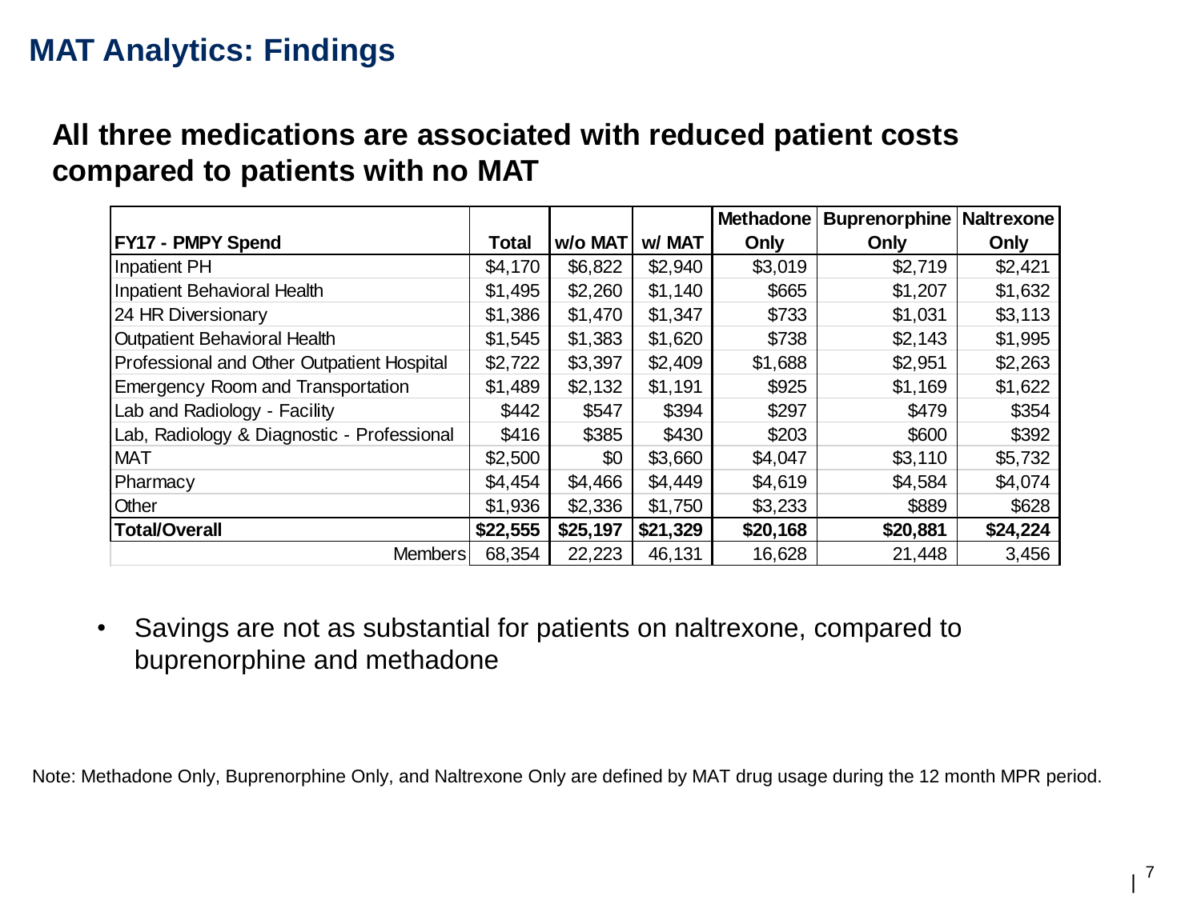# MAT Analytics: Findings

## All three medications are associated with reduced patient costs compared to patients with no MAT

| FY17 - PMPY Spend | Total | w/o MAT | w/ MAT | Methadone Only | Buprenorphine Only | Naltrexone Only |
|---|---|---|---|---|---|---|
| Inpatient PH | $4,170 | $6,822 | $2,940 | $3,019 | $2,719 | $2,421 |
| Inpatient Behavioral Health | $1,495 | $2,260 | $1,140 | $665 | $1,207 | $1,632 |
| 24 HR Diversionary | $1,386 | $1,470 | $1,347 | $733 | $1,031 | $3,113 |
| Outpatient Behavioral Health | $1,545 | $1,383 | $1,620 | $738 | $2,143 | $1,995 |
| Professional and Other Outpatient Hospital | $2,722 | $3,397 | $2,409 | $1,688 | $2,951 | $2,263 |
| Emergency Room and Transportation | $1,489 | $2,132 | $1,191 | $925 | $1,169 | $1,622 |
| Lab and Radiology - Facility | $442 | $547 | $394 | $297 | $479 | $354 |
| Lab, Radiology & Diagnostic - Professional | $416 | $385 | $430 | $203 | $600 | $392 |
| MAT | $2,500 | $0 | $3,660 | $4,047 | $3,110 | $5,732 |
| Pharmacy | $4,454 | $4,466 | $4,449 | $4,619 | $4,584 | $4,074 |
| Other | $1,936 | $2,336 | $1,750 | $3,233 | $889 | $628 |
| **Total/Overall** | **$22,555** | **$25,197** | **$21,329** | **$20,168** | **$20,881** | **$24,224** |
| Members | 68,354 | 22,223 | 46,131 | 16,628 | 21,448 | 3,456 |

- Savings are not as substantial for patients on naltrexone, compared to buprenorphine and methadone

Note: Methadone Only, Buprenorphine Only, and Naltrexone Only are defined by MAT drug usage during the 12 month MPR period.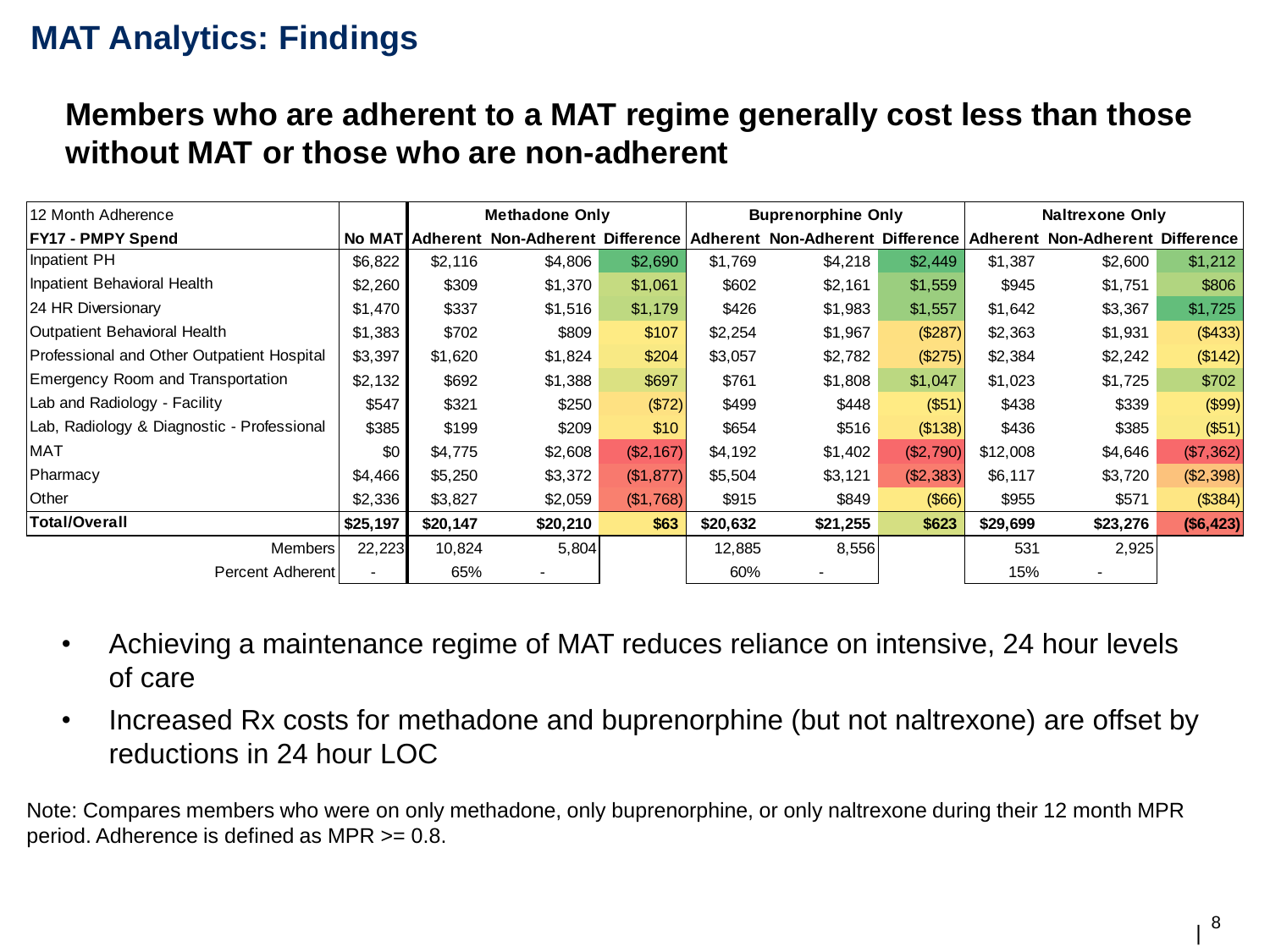# MAT Analytics: Findings

## Members who are adherent to a MAT regime generally cost less than those without MAT or those who are non-adherent

| 12 Month Adherence | | Methadone Only | | | Buprenorphine Only | | | Naltrexone Only | | |
|---|---|---|---|---|---|---|---|---|---|---|
| **FY17 - PMPY Spend** | **No MAT** | **Adherent** | **Non-Adherent** | **Difference** | **Adherent** | **Non-Adherent** | **Difference** | **Adherent** | **Non-Adherent** | **Difference** |
| Inpatient PH | $6,822 | $2,116 | $4,806 | $2,690 | $1,769 | $4,218 | $2,449 | $1,387 | $2,600 | $1,212 |
| Inpatient Behavioral Health | $2,260 | $309 | $1,370 | $1,061 | $602 | $2,161 | $1,559 | $945 | $1,751 | $806 |
| 24 HR Diversionary | $1,470 | $337 | $1,516 | $1,179 | $426 | $1,983 | $1,557 | $1,642 | $3,367 | $1,725 |
| Outpatient Behavioral Health | $1,383 | $702 | $809 | $107 | $2,254 | $1,967 | ($287) | $2,363 | $1,931 | ($433) |
| Professional and Other Outpatient Hospital | $3,397 | $1,620 | $1,824 | $204 | $3,057 | $2,782 | ($275) | $2,384 | $2,242 | ($142) |
| Emergency Room and Transportation | $2,132 | $692 | $1,388 | $697 | $761 | $1,808 | $1,047 | $1,023 | $1,725 | $702 |
| Lab and Radiology - Facility | $547 | $321 | $250 | ($72) | $499 | $448 | ($51) | $438 | $339 | ($99) |
| Lab, Radiology & Diagnostic - Professional | $385 | $199 | $209 | $10 | $654 | $516 | ($138) | $436 | $385 | ($51) |
| MAT | $0 | $4,775 | $2,608 | ($2,167) | $4,192 | $1,402 | ($2,790) | $12,008 | $4,646 | ($7,362) |
| Pharmacy | $4,466 | $5,250 | $3,372 | ($1,877) | $5,504 | $3,121 | ($2,383) | $6,117 | $3,720 | ($2,398) |
| Other | $2,336 | $3,827 | $2,059 | ($1,768) | $915 | $849 | ($66) | $955 | $571 | ($384) |
| **Total/Overall** | **$25,197** | **$20,147** | **$20,210** | **$63** | **$20,632** | **$21,255** | **$623** | **$29,699** | **$23,276** | **($6,423)** |
| Members | 22,223 | 10,824 | 5,804 | | 12,885 | 8,556 | | 531 | 2,925 | |
| Percent Adherent | - | 65% | - | | 60% | - | | 15% | - | |

- Achieving a maintenance regime of MAT reduces reliance on intensive, 24 hour levels of care
- Increased Rx costs for methadone and buprenorphine (but not naltrexone) are offset by reductions in 24 hour LOC

Note: Compares members who were on only methadone, only buprenorphine, or only naltrexone during their 12 month MPR period. Adherence is defined as MPR >= 0.8.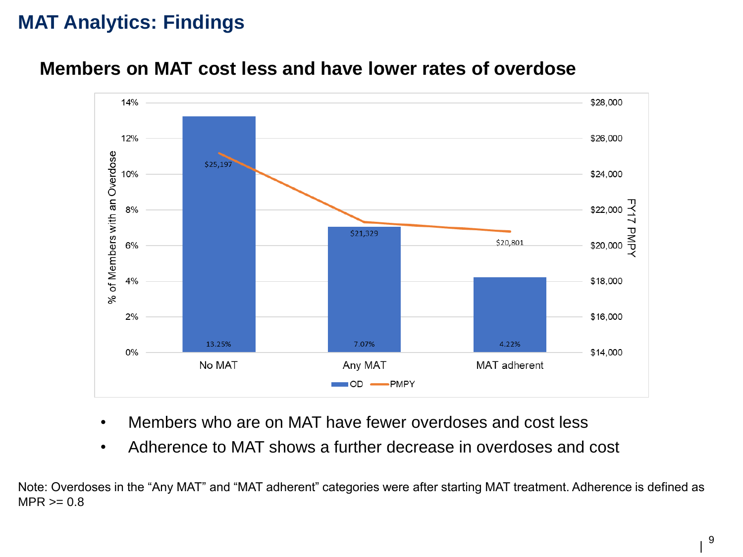# MAT Analytics: Findings

## Members on MAT cost less and have lower rates of overdose

| | No MAT | Any MAT | MAT adherent |
|---|---|---|---|
| % of Members with an Overdose (OD) | 13.25% | 7.07% | 4.22% |
| FY17 PMPY | $25,197 | $21,329 | $20,801 |

- Members who are on MAT have fewer overdoses and cost less
- Adherence to MAT shows a further decrease in overdoses and cost

Note: Overdoses in the "Any MAT" and "MAT adherent" categories were after starting MAT treatment. Adherence is defined as MPR >= 0.8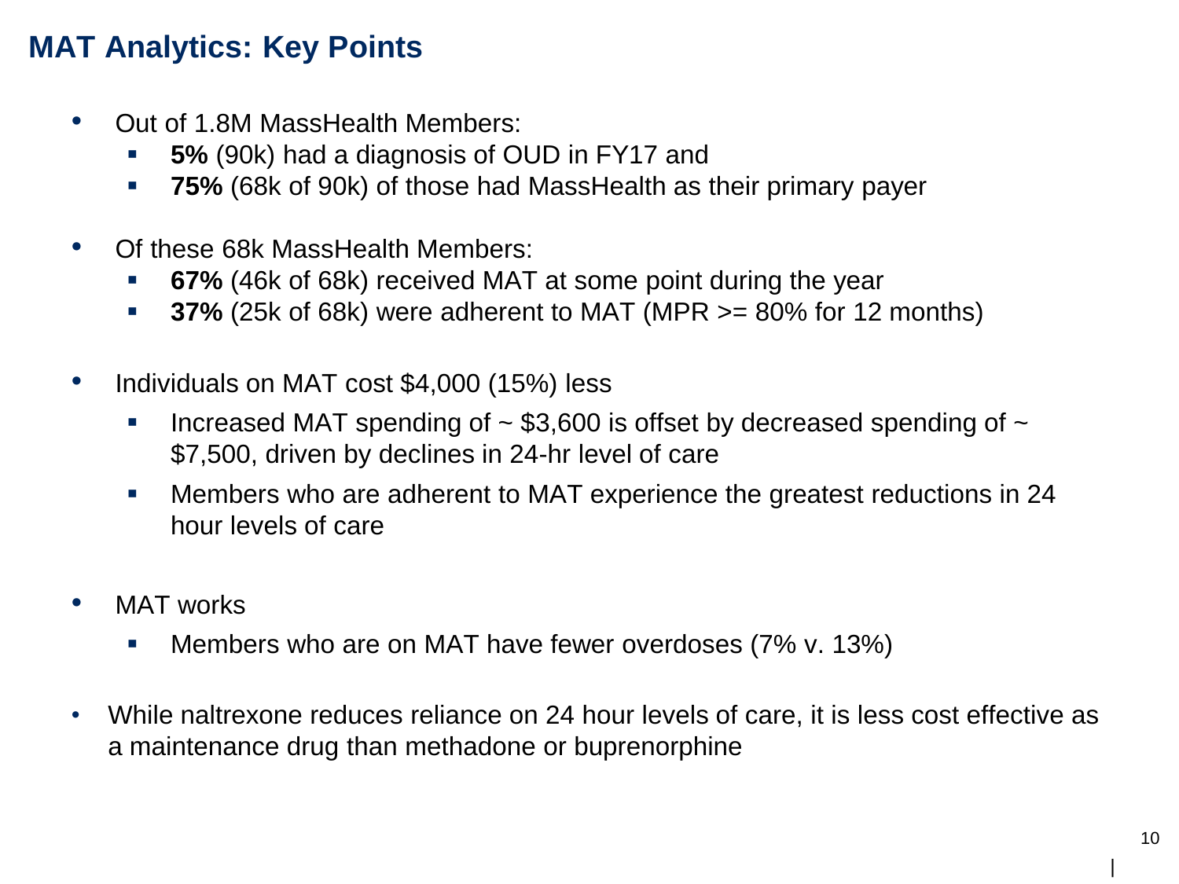# MAT Analytics: Key Points

- Out of 1.8M MassHealth Members:
  - **5%** (90k) had a diagnosis of OUD in FY17 and
  - **75%** (68k of 90k) of those had MassHealth as their primary payer

- Of these 68k MassHealth Members:
  - **67%** (46k of 68k) received MAT at some point during the year
  - **37%** (25k of 68k) were adherent to MAT (MPR >= 80% for 12 months)

- Individuals on MAT cost $4,000 (15%) less
  - Increased MAT spending of ~ $3,600 is offset by decreased spending of ~ $7,500, driven by declines in 24-hr level of care
  - Members who are adherent to MAT experience the greatest reductions in 24 hour levels of care

- MAT works
  - Members who are on MAT have fewer overdoses (7% v. 13%)

- While naltrexone reduces reliance on 24 hour levels of care, it is less cost effective as a maintenance drug than methadone or buprenorphine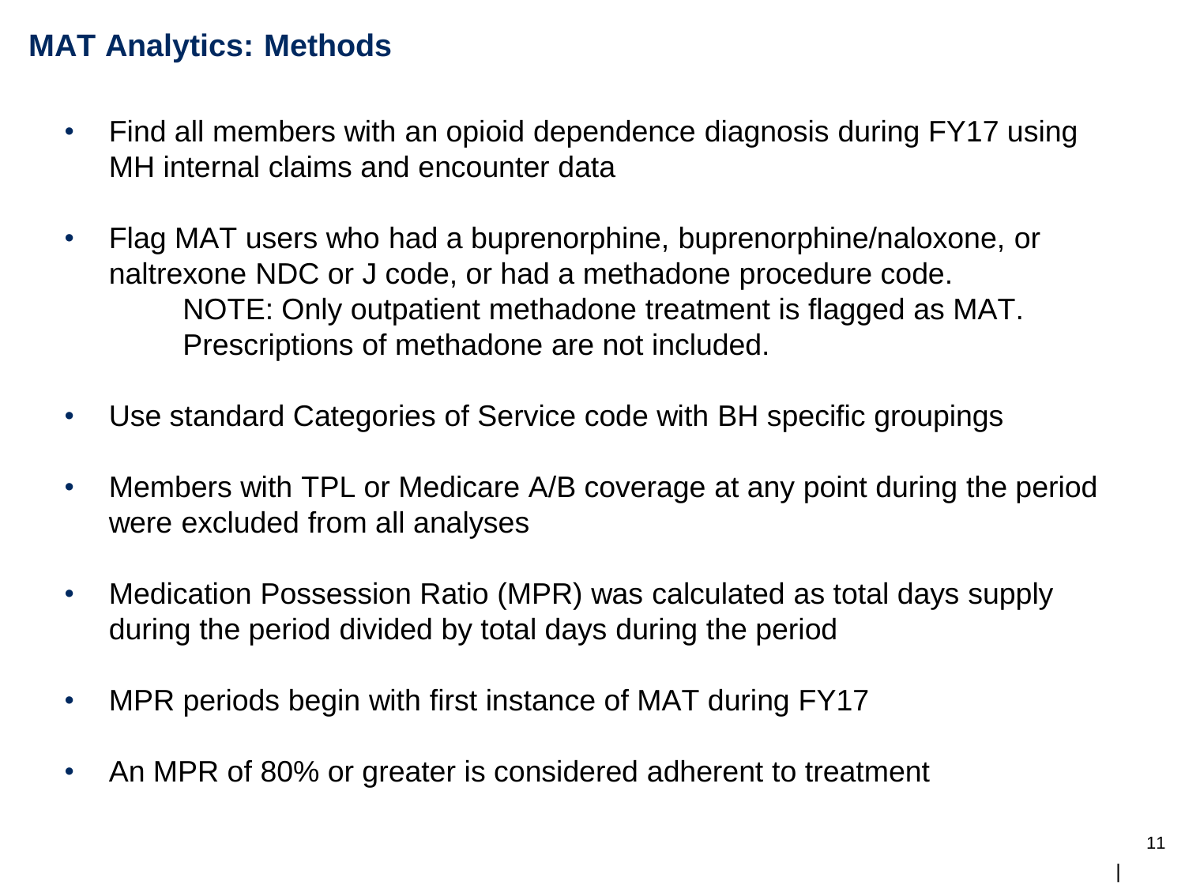# MAT Analytics: Methods

- Find all members with an opioid dependence diagnosis during FY17 using MH internal claims and encounter data
- Flag MAT users who had a buprenorphine, buprenorphine/naloxone, or naltrexone NDC or J code, or had a methadone procedure code.
  - NOTE: Only outpatient methadone treatment is flagged as MAT. Prescriptions of methadone are not included.
- Use standard Categories of Service code with BH specific groupings
- Members with TPL or Medicare A/B coverage at any point during the period were excluded from all analyses
- Medication Possession Ratio (MPR) was calculated as total days supply during the period divided by total days during the period
- MPR periods begin with first instance of MAT during FY17
- An MPR of 80% or greater is considered adherent to treatment